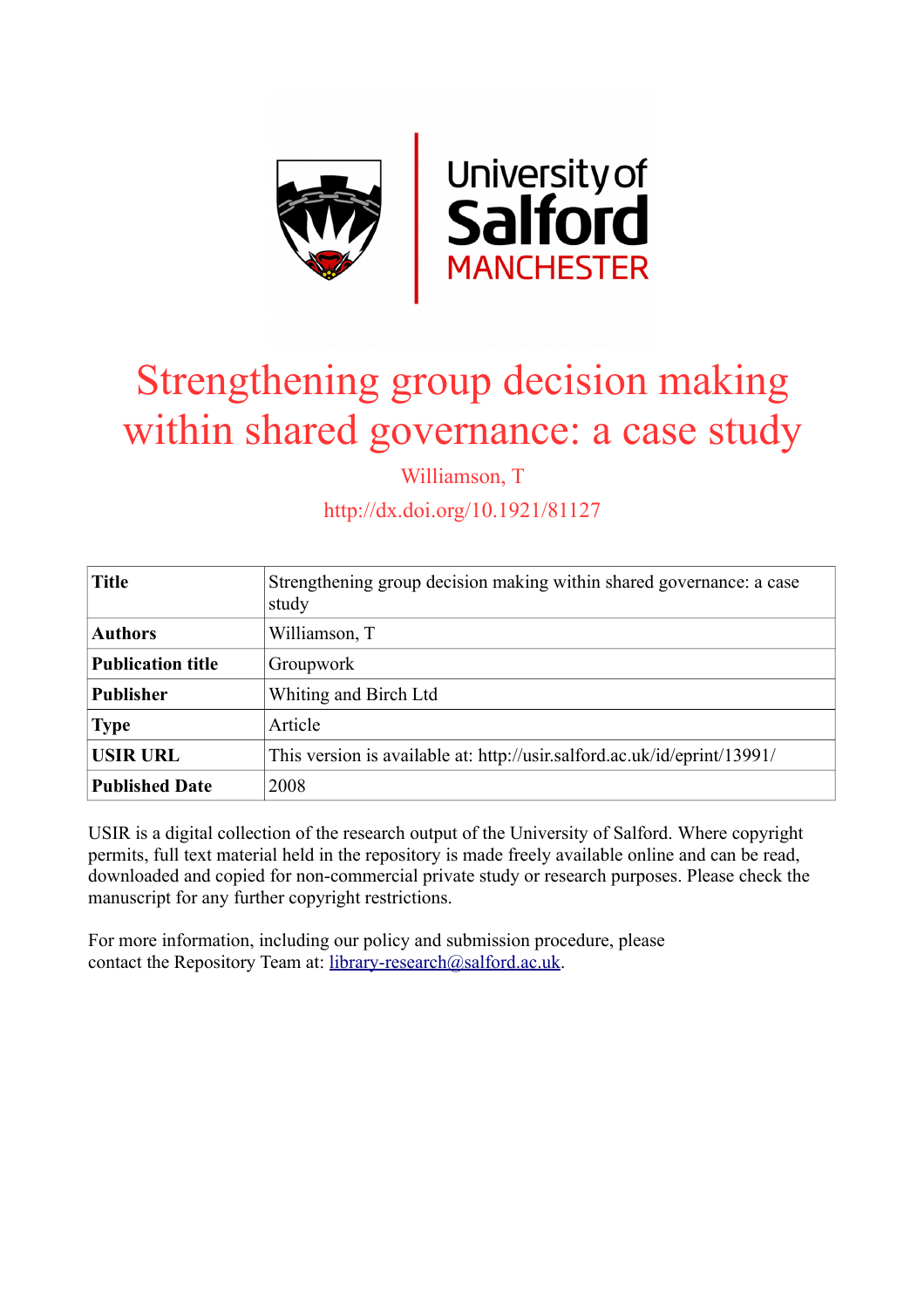# Strengthening group decision making within shared governance: a case study

Williamson, T

http://dx.doi.org/10.1921/81127

| **Title** | Strengthening group decision making within shared governance: a case study |
|---|---|
| **Authors** | Williamson, T |
| **Publication title** | Groupwork |
| **Publisher** | Whiting and Birch Ltd |
| **Type** | Article |
| **USIR URL** | This version is available at: http://usir.salford.ac.uk/id/eprint/13991/ |
| **Published Date** | 2008 |

USIR is a digital collection of the research output of the University of Salford. Where copyright permits, full text material held in the repository is made freely available online and can be read, downloaded and copied for non-commercial private study or research purposes. Please check the manuscript for any further copyright restrictions.

For more information, including our policy and submission procedure, please contact the Repository Team at: library-research@salford.ac.uk.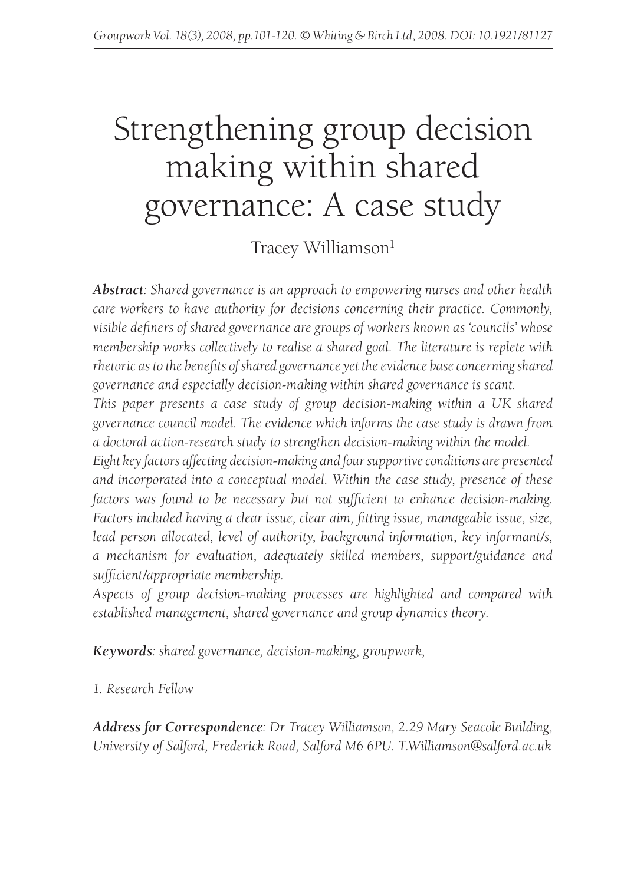# Strengthening group decision making within shared governance: A case study

Tracey Williamson[1]

***Abstract**: Shared governance is an approach to empowering nurses and other health care workers to have authority for decisions concerning their practice. Commonly, visible definers of shared governance are groups of workers known as 'councils' whose membership works collectively to realise a shared goal. The literature is replete with rhetoric as to the benefits of shared governance yet the evidence base concerning shared governance and especially decision-making within shared governance is scant.*

*This paper presents a case study of group decision-making within a UK shared governance council model. The evidence which informs the case study is drawn from a doctoral action-research study to strengthen decision-making within the model.*

*Eight key factors affecting decision-making and four supportive conditions are presented and incorporated into a conceptual model. Within the case study, presence of these factors was found to be necessary but not sufficient to enhance decision-making. Factors included having a clear issue, clear aim, fitting issue, manageable issue, size, lead person allocated, level of authority, background information, key informant/s, a mechanism for evaluation, adequately skilled members, support/guidance and sufficient/appropriate membership.*

*Aspects of group decision-making processes are highlighted and compared with established management, shared governance and group dynamics theory.*

***Keywords**: shared governance, decision-making, groupwork,*

*1. Research Fellow*

***Address for Correspondence**: Dr Tracey Williamson, 2.29 Mary Seacole Building, University of Salford, Frederick Road, Salford M6 6PU. T.Williamson@salford.ac.uk*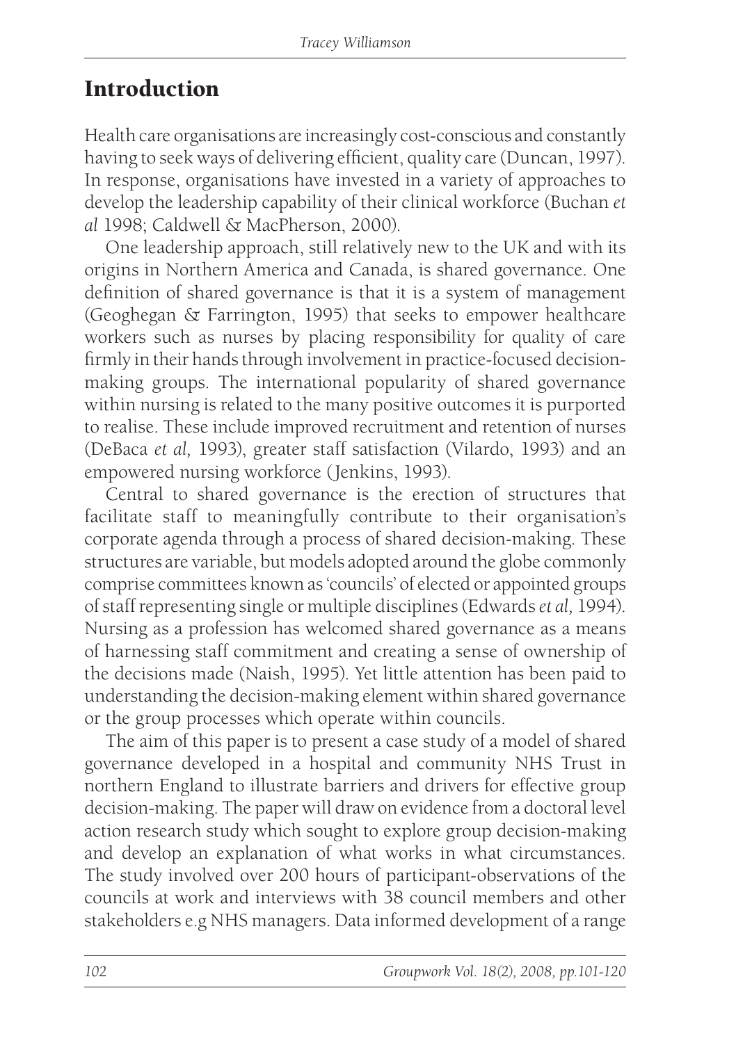## Introduction

Health care organisations are increasingly cost-conscious and constantly having to seek ways of delivering efficient, quality care (Duncan, 1997). In response, organisations have invested in a variety of approaches to develop the leadership capability of their clinical workforce (Buchan *et al* 1998; Caldwell & MacPherson, 2000).

One leadership approach, still relatively new to the UK and with its origins in Northern America and Canada, is shared governance. One definition of shared governance is that it is a system of management (Geoghegan & Farrington, 1995) that seeks to empower healthcare workers such as nurses by placing responsibility for quality of care firmly in their hands through involvement in practice-focused decision-making groups. The international popularity of shared governance within nursing is related to the many positive outcomes it is purported to realise. These include improved recruitment and retention of nurses (DeBaca *et al,* 1993), greater staff satisfaction (Vilardo, 1993) and an empowered nursing workforce (Jenkins, 1993).

Central to shared governance is the erection of structures that facilitate staff to meaningfully contribute to their organisation's corporate agenda through a process of shared decision-making. These structures are variable, but models adopted around the globe commonly comprise committees known as 'councils' of elected or appointed groups of staff representing single or multiple disciplines (Edwards *et al,* 1994). Nursing as a profession has welcomed shared governance as a means of harnessing staff commitment and creating a sense of ownership of the decisions made (Naish, 1995). Yet little attention has been paid to understanding the decision-making element within shared governance or the group processes which operate within councils.

The aim of this paper is to present a case study of a model of shared governance developed in a hospital and community NHS Trust in northern England to illustrate barriers and drivers for effective group decision-making. The paper will draw on evidence from a doctoral level action research study which sought to explore group decision-making and develop an explanation of what works in what circumstances. The study involved over 200 hours of participant-observations of the councils at work and interviews with 38 council members and other stakeholders e.g NHS managers. Data informed development of a range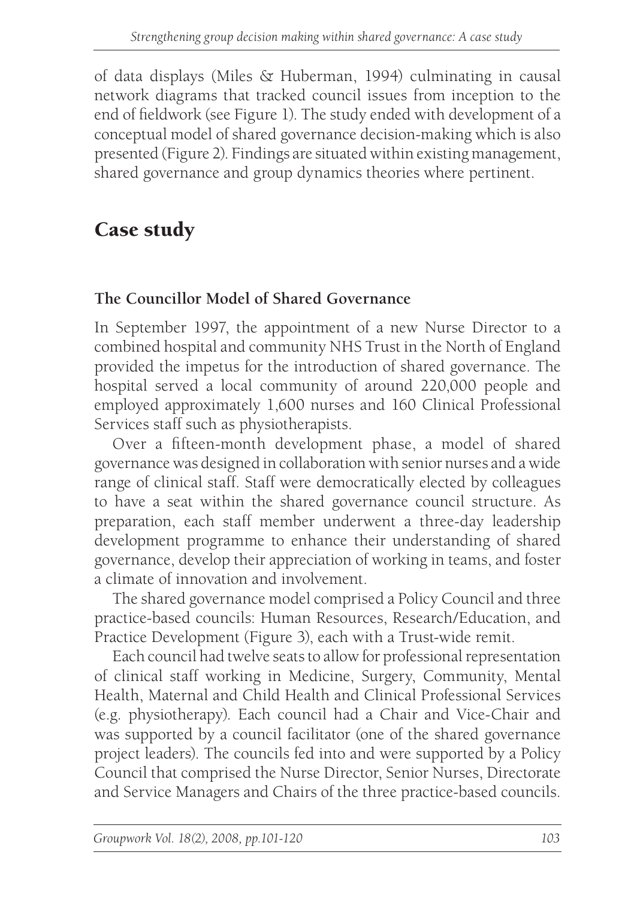of data displays (Miles & Huberman, 1994) culminating in causal network diagrams that tracked council issues from inception to the end of fieldwork (see Figure 1). The study ended with development of a conceptual model of shared governance decision-making which is also presented (Figure 2). Findings are situated within existing management, shared governance and group dynamics theories where pertinent.

## Case study

### The Councillor Model of Shared Governance

In September 1997, the appointment of a new Nurse Director to a combined hospital and community NHS Trust in the North of England provided the impetus for the introduction of shared governance. The hospital served a local community of around 220,000 people and employed approximately 1,600 nurses and 160 Clinical Professional Services staff such as physiotherapists.

Over a fifteen-month development phase, a model of shared governance was designed in collaboration with senior nurses and a wide range of clinical staff. Staff were democratically elected by colleagues to have a seat within the shared governance council structure. As preparation, each staff member underwent a three-day leadership development programme to enhance their understanding of shared governance, develop their appreciation of working in teams, and foster a climate of innovation and involvement.

The shared governance model comprised a Policy Council and three practice-based councils: Human Resources, Research/Education, and Practice Development (Figure 3), each with a Trust-wide remit.

Each council had twelve seats to allow for professional representation of clinical staff working in Medicine, Surgery, Community, Mental Health, Maternal and Child Health and Clinical Professional Services (e.g. physiotherapy). Each council had a Chair and Vice-Chair and was supported by a council facilitator (one of the shared governance project leaders). The councils fed into and were supported by a Policy Council that comprised the Nurse Director, Senior Nurses, Directorate and Service Managers and Chairs of the three practice-based councils.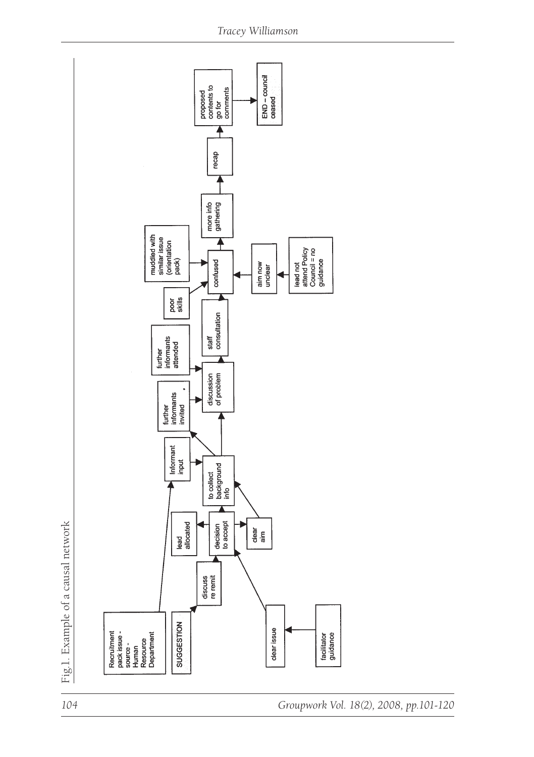Fig.1. Example of a causal network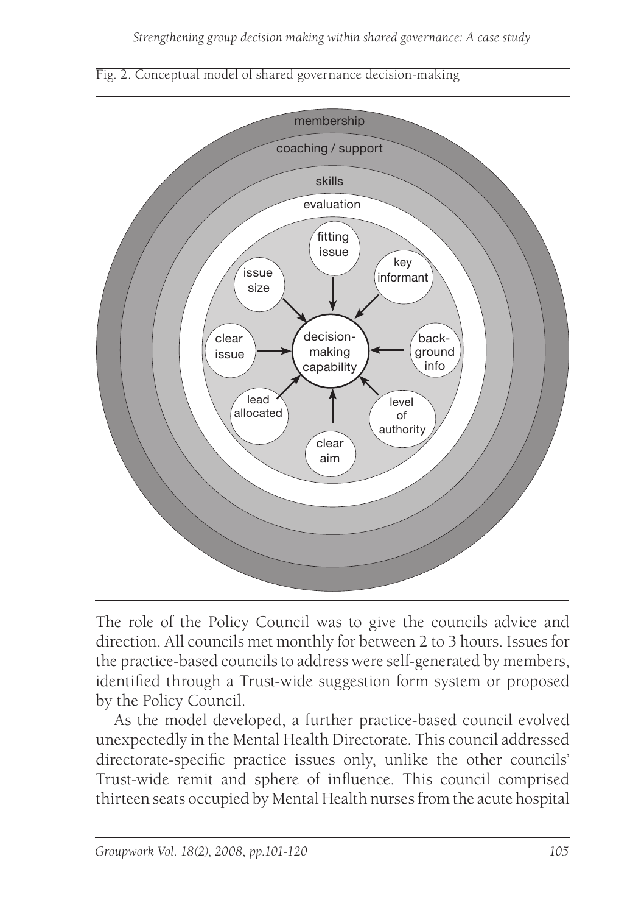Fig. 2. Conceptual model of shared governance decision-making

The role of the Policy Council was to give the councils advice and direction. All councils met monthly for between 2 to 3 hours. Issues for the practice-based councils to address were self-generated by members, identified through a Trust-wide suggestion form system or proposed by the Policy Council.

As the model developed, a further practice-based council evolved unexpectedly in the Mental Health Directorate. This council addressed directorate-specific practice issues only, unlike the other councils' Trust-wide remit and sphere of influence. This council comprised thirteen seats occupied by Mental Health nurses from the acute hospital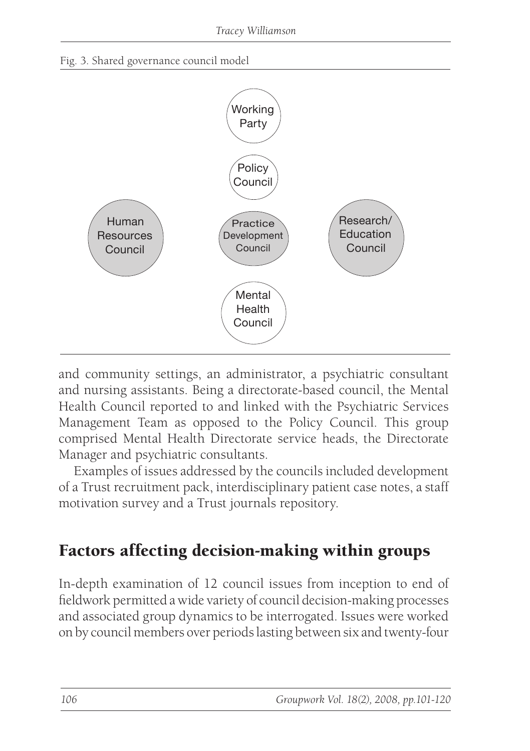Fig. 3. Shared governance council model

Working Party

Policy Council

Human Resources Council

Practice Development Council

Research/ Education Council

Mental Health Council

and community settings, an administrator, a psychiatric consultant and nursing assistants. Being a directorate-based council, the Mental Health Council reported to and linked with the Psychiatric Services Management Team as opposed to the Policy Council. This group comprised Mental Health Directorate service heads, the Directorate Manager and psychiatric consultants.

Examples of issues addressed by the councils included development of a Trust recruitment pack, interdisciplinary patient case notes, a staff motivation survey and a Trust journals repository.

## Factors affecting decision-making within groups

In-depth examination of 12 council issues from inception to end of fieldwork permitted a wide variety of council decision-making processes and associated group dynamics to be interrogated. Issues were worked on by council members over periods lasting between six and twenty-four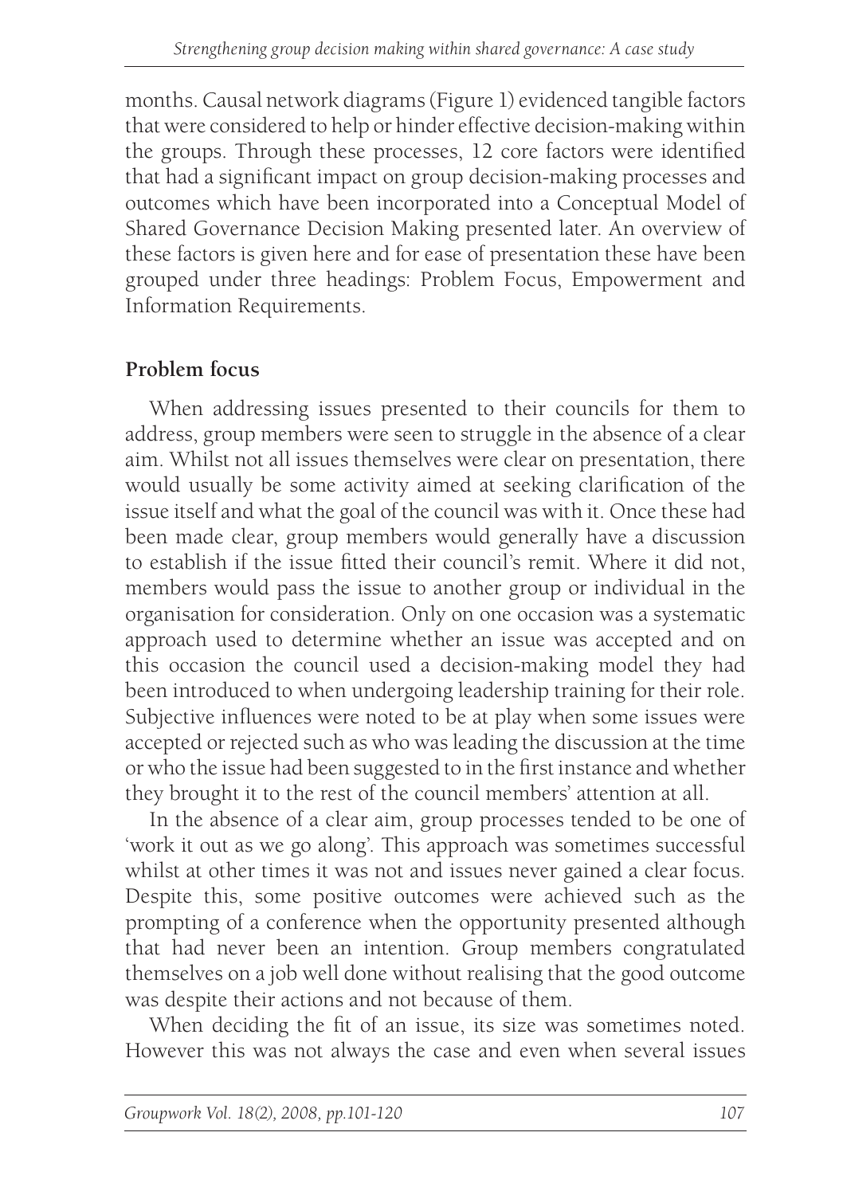months. Causal network diagrams (Figure 1) evidenced tangible factors that were considered to help or hinder effective decision-making within the groups. Through these processes, 12 core factors were identified that had a significant impact on group decision-making processes and outcomes which have been incorporated into a Conceptual Model of Shared Governance Decision Making presented later. An overview of these factors is given here and for ease of presentation these have been grouped under three headings: Problem Focus, Empowerment and Information Requirements.

## Problem focus

When addressing issues presented to their councils for them to address, group members were seen to struggle in the absence of a clear aim. Whilst not all issues themselves were clear on presentation, there would usually be some activity aimed at seeking clarification of the issue itself and what the goal of the council was with it. Once these had been made clear, group members would generally have a discussion to establish if the issue fitted their council's remit. Where it did not, members would pass the issue to another group or individual in the organisation for consideration. Only on one occasion was a systematic approach used to determine whether an issue was accepted and on this occasion the council used a decision-making model they had been introduced to when undergoing leadership training for their role. Subjective influences were noted to be at play when some issues were accepted or rejected such as who was leading the discussion at the time or who the issue had been suggested to in the first instance and whether they brought it to the rest of the council members' attention at all.

In the absence of a clear aim, group processes tended to be one of 'work it out as we go along'. This approach was sometimes successful whilst at other times it was not and issues never gained a clear focus. Despite this, some positive outcomes were achieved such as the prompting of a conference when the opportunity presented although that had never been an intention. Group members congratulated themselves on a job well done without realising that the good outcome was despite their actions and not because of them.

When deciding the fit of an issue, its size was sometimes noted. However this was not always the case and even when several issues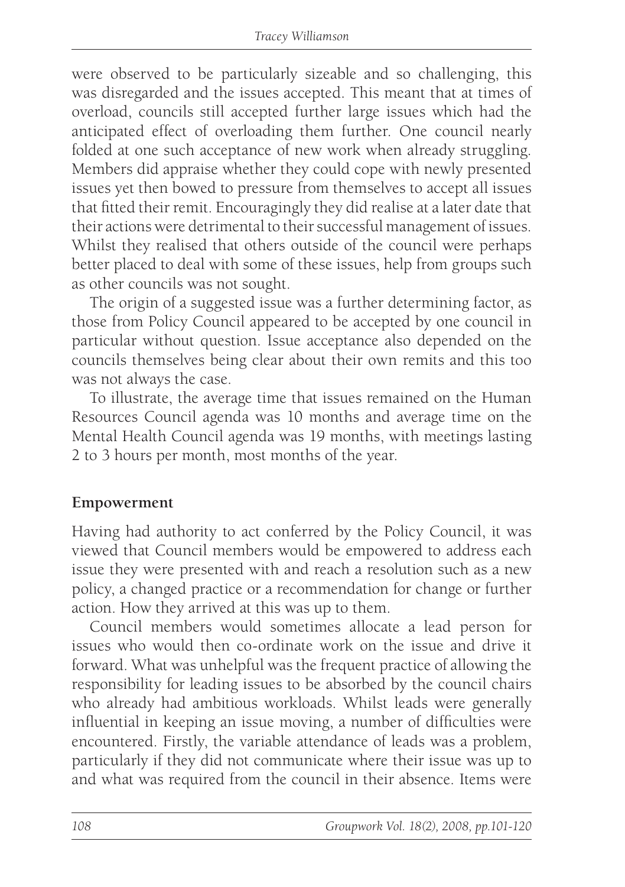were observed to be particularly sizeable and so challenging, this was disregarded and the issues accepted. This meant that at times of overload, councils still accepted further large issues which had the anticipated effect of overloading them further. One council nearly folded at one such acceptance of new work when already struggling. Members did appraise whether they could cope with newly presented issues yet then bowed to pressure from themselves to accept all issues that fitted their remit. Encouragingly they did realise at a later date that their actions were detrimental to their successful management of issues. Whilst they realised that others outside of the council were perhaps better placed to deal with some of these issues, help from groups such as other councils was not sought.

The origin of a suggested issue was a further determining factor, as those from Policy Council appeared to be accepted by one council in particular without question. Issue acceptance also depended on the councils themselves being clear about their own remits and this too was not always the case.

To illustrate, the average time that issues remained on the Human Resources Council agenda was 10 months and average time on the Mental Health Council agenda was 19 months, with meetings lasting 2 to 3 hours per month, most months of the year.

## Empowerment

Having had authority to act conferred by the Policy Council, it was viewed that Council members would be empowered to address each issue they were presented with and reach a resolution such as a new policy, a changed practice or a recommendation for change or further action. How they arrived at this was up to them.

Council members would sometimes allocate a lead person for issues who would then co-ordinate work on the issue and drive it forward. What was unhelpful was the frequent practice of allowing the responsibility for leading issues to be absorbed by the council chairs who already had ambitious workloads. Whilst leads were generally influential in keeping an issue moving, a number of difficulties were encountered. Firstly, the variable attendance of leads was a problem, particularly if they did not communicate where their issue was up to and what was required from the council in their absence. Items were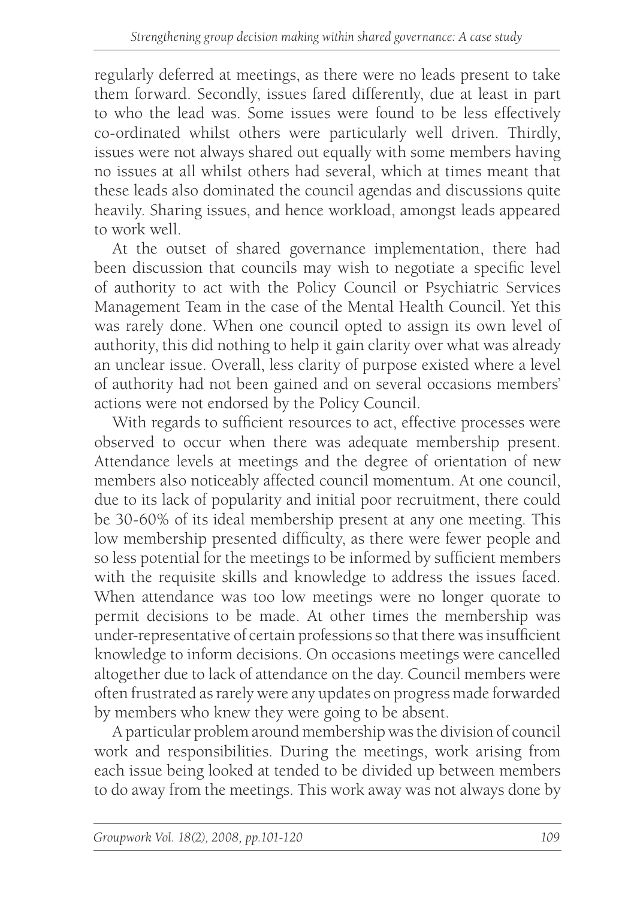regularly deferred at meetings, as there were no leads present to take them forward. Secondly, issues fared differently, due at least in part to who the lead was. Some issues were found to be less effectively co-ordinated whilst others were particularly well driven. Thirdly, issues were not always shared out equally with some members having no issues at all whilst others had several, which at times meant that these leads also dominated the council agendas and discussions quite heavily. Sharing issues, and hence workload, amongst leads appeared to work well.

At the outset of shared governance implementation, there had been discussion that councils may wish to negotiate a specific level of authority to act with the Policy Council or Psychiatric Services Management Team in the case of the Mental Health Council. Yet this was rarely done. When one council opted to assign its own level of authority, this did nothing to help it gain clarity over what was already an unclear issue. Overall, less clarity of purpose existed where a level of authority had not been gained and on several occasions members' actions were not endorsed by the Policy Council.

With regards to sufficient resources to act, effective processes were observed to occur when there was adequate membership present. Attendance levels at meetings and the degree of orientation of new members also noticeably affected council momentum. At one council, due to its lack of popularity and initial poor recruitment, there could be 30-60% of its ideal membership present at any one meeting. This low membership presented difficulty, as there were fewer people and so less potential for the meetings to be informed by sufficient members with the requisite skills and knowledge to address the issues faced. When attendance was too low meetings were no longer quorate to permit decisions to be made. At other times the membership was under-representative of certain professions so that there was insufficient knowledge to inform decisions. On occasions meetings were cancelled altogether due to lack of attendance on the day. Council members were often frustrated as rarely were any updates on progress made forwarded by members who knew they were going to be absent.

A particular problem around membership was the division of council work and responsibilities. During the meetings, work arising from each issue being looked at tended to be divided up between members to do away from the meetings. This work away was not always done by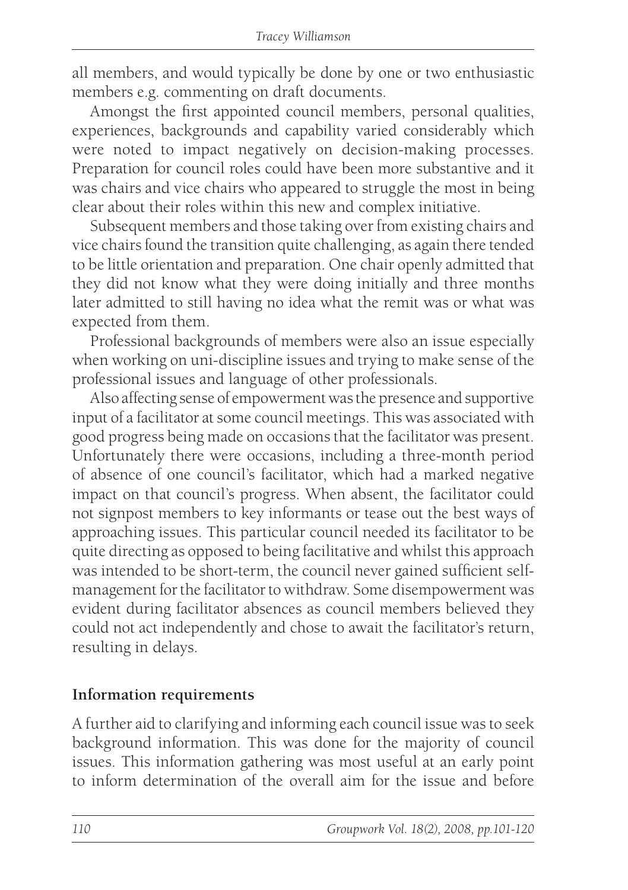all members, and would typically be done by one or two enthusiastic members e.g. commenting on draft documents.

Amongst the first appointed council members, personal qualities, experiences, backgrounds and capability varied considerably which were noted to impact negatively on decision-making processes. Preparation for council roles could have been more substantive and it was chairs and vice chairs who appeared to struggle the most in being clear about their roles within this new and complex initiative.

Subsequent members and those taking over from existing chairs and vice chairs found the transition quite challenging, as again there tended to be little orientation and preparation. One chair openly admitted that they did not know what they were doing initially and three months later admitted to still having no idea what the remit was or what was expected from them.

Professional backgrounds of members were also an issue especially when working on uni-discipline issues and trying to make sense of the professional issues and language of other professionals.

Also affecting sense of empowerment was the presence and supportive input of a facilitator at some council meetings. This was associated with good progress being made on occasions that the facilitator was present. Unfortunately there were occasions, including a three-month period of absence of one council's facilitator, which had a marked negative impact on that council's progress. When absent, the facilitator could not signpost members to key informants or tease out the best ways of approaching issues. This particular council needed its facilitator to be quite directing as opposed to being facilitative and whilst this approach was intended to be short-term, the council never gained sufficient self-management for the facilitator to withdraw. Some disempowerment was evident during facilitator absences as council members believed they could not act independently and chose to await the facilitator's return, resulting in delays.

### Information requirements

A further aid to clarifying and informing each council issue was to seek background information. This was done for the majority of council issues. This information gathering was most useful at an early point to inform determination of the overall aim for the issue and before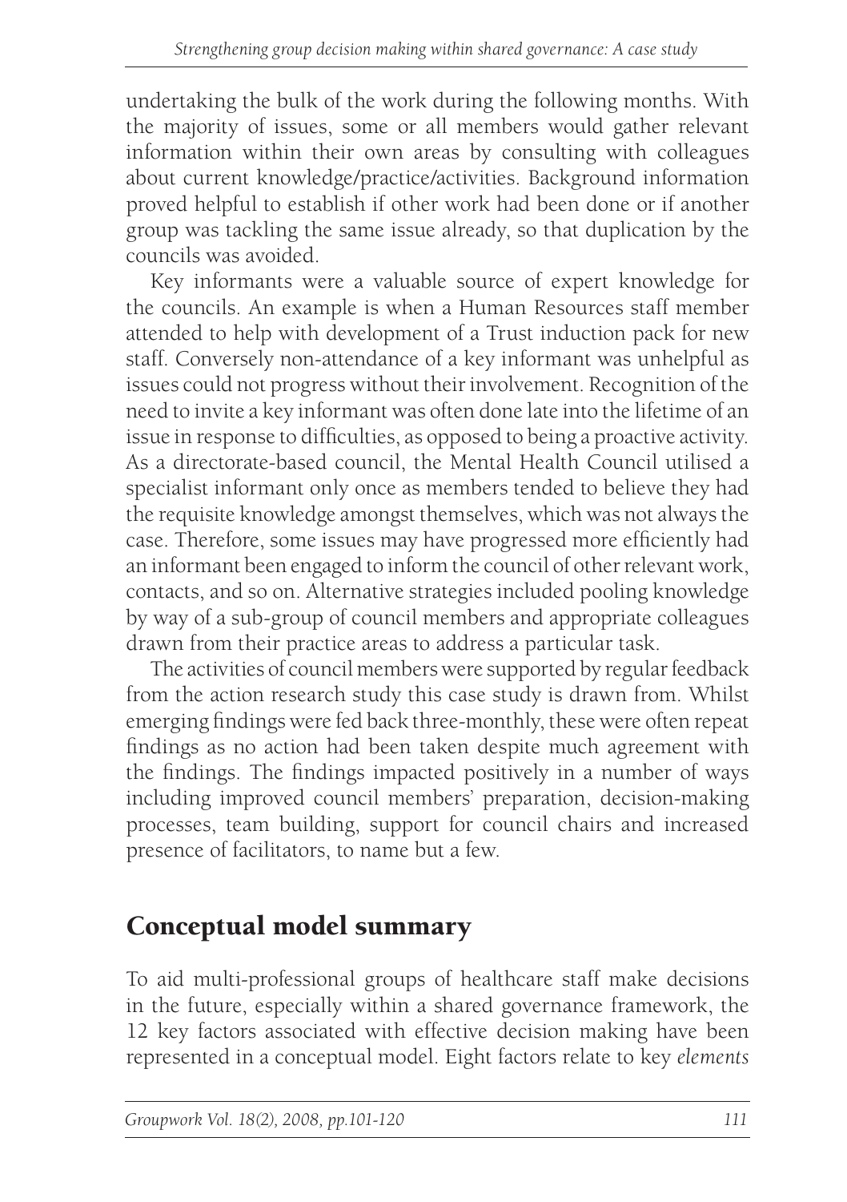undertaking the bulk of the work during the following months. With the majority of issues, some or all members would gather relevant information within their own areas by consulting with colleagues about current knowledge/practice/activities. Background information proved helpful to establish if other work had been done or if another group was tackling the same issue already, so that duplication by the councils was avoided.

Key informants were a valuable source of expert knowledge for the councils. An example is when a Human Resources staff member attended to help with development of a Trust induction pack for new staff. Conversely non-attendance of a key informant was unhelpful as issues could not progress without their involvement. Recognition of the need to invite a key informant was often done late into the lifetime of an issue in response to difficulties, as opposed to being a proactive activity. As a directorate-based council, the Mental Health Council utilised a specialist informant only once as members tended to believe they had the requisite knowledge amongst themselves, which was not always the case. Therefore, some issues may have progressed more efficiently had an informant been engaged to inform the council of other relevant work, contacts, and so on. Alternative strategies included pooling knowledge by way of a sub-group of council members and appropriate colleagues drawn from their practice areas to address a particular task.

The activities of council members were supported by regular feedback from the action research study this case study is drawn from. Whilst emerging findings were fed back three-monthly, these were often repeat findings as no action had been taken despite much agreement with the findings. The findings impacted positively in a number of ways including improved council members' preparation, decision-making processes, team building, support for council chairs and increased presence of facilitators, to name but a few.

## Conceptual model summary

To aid multi-professional groups of healthcare staff make decisions in the future, especially within a shared governance framework, the 12 key factors associated with effective decision making have been represented in a conceptual model. Eight factors relate to key *elements*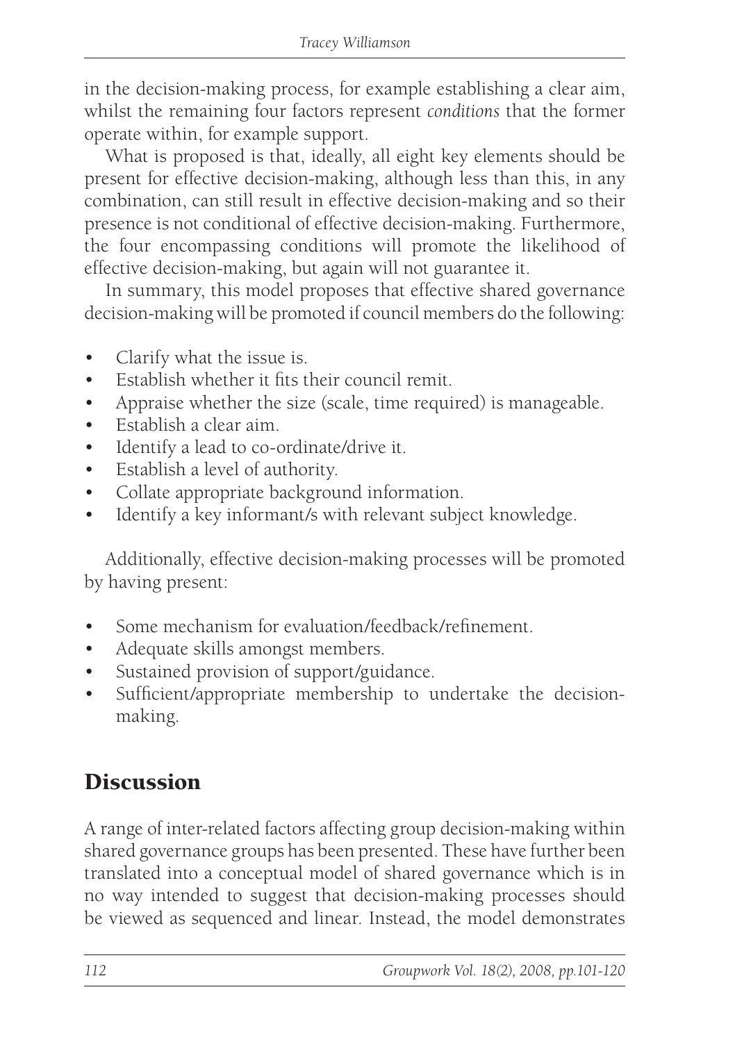in the decision-making process, for example establishing a clear aim, whilst the remaining four factors represent *conditions* that the former operate within, for example support.

What is proposed is that, ideally, all eight key elements should be present for effective decision-making, although less than this, in any combination, can still result in effective decision-making and so their presence is not conditional of effective decision-making. Furthermore, the four encompassing conditions will promote the likelihood of effective decision-making, but again will not guarantee it.

In summary, this model proposes that effective shared governance decision-making will be promoted if council members do the following:

- Clarify what the issue is.
- Establish whether it fits their council remit.
- Appraise whether the size (scale, time required) is manageable.
- Establish a clear aim.
- Identify a lead to co-ordinate/drive it.
- Establish a level of authority.
- Collate appropriate background information.
- Identify a key informant/s with relevant subject knowledge.

Additionally, effective decision-making processes will be promoted by having present:

- Some mechanism for evaluation/feedback/refinement.
- Adequate skills amongst members.
- Sustained provision of support/guidance.
- Sufficient/appropriate membership to undertake the decision-making.

## Discussion

A range of inter-related factors affecting group decision-making within shared governance groups has been presented. These have further been translated into a conceptual model of shared governance which is in no way intended to suggest that decision-making processes should be viewed as sequenced and linear. Instead, the model demonstrates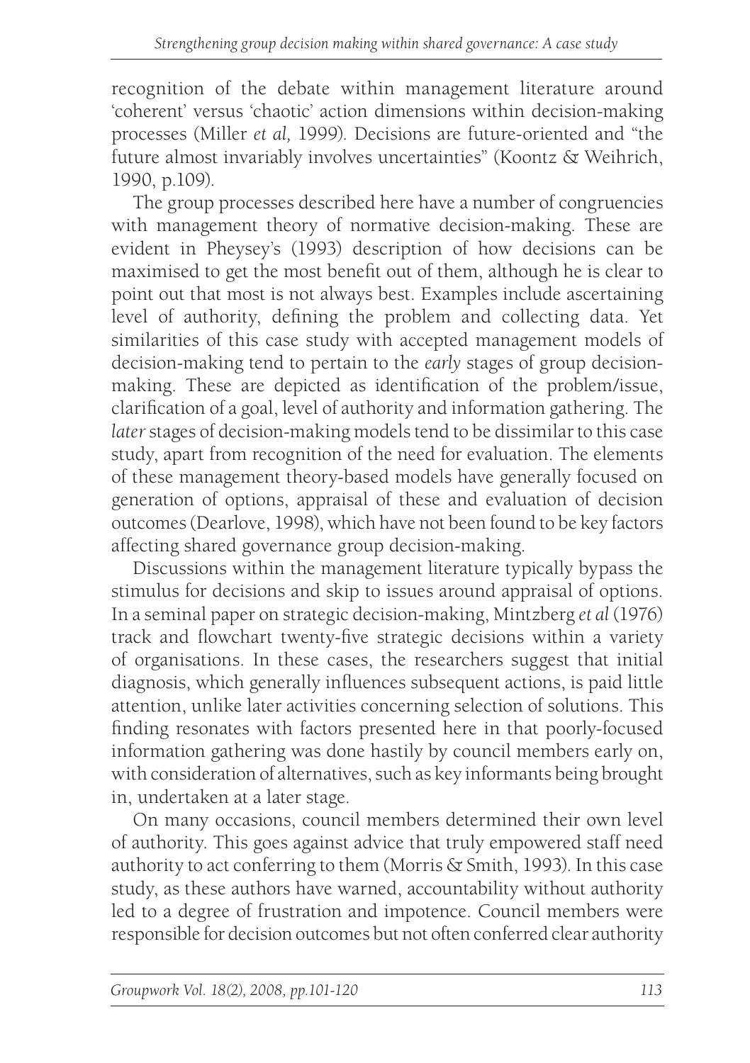recognition of the debate within management literature around 'coherent' versus 'chaotic' action dimensions within decision-making processes (Miller *et al,* 1999). Decisions are future-oriented and "the future almost invariably involves uncertainties" (Koontz & Weihrich, 1990, p.109).

The group processes described here have a number of congruencies with management theory of normative decision-making. These are evident in Pheysey's (1993) description of how decisions can be maximised to get the most benefit out of them, although he is clear to point out that most is not always best. Examples include ascertaining level of authority, defining the problem and collecting data. Yet similarities of this case study with accepted management models of decision-making tend to pertain to the *early* stages of group decision-making. These are depicted as identification of the problem/issue, clarification of a goal, level of authority and information gathering. The *later* stages of decision-making models tend to be dissimilar to this case study, apart from recognition of the need for evaluation. The elements of these management theory-based models have generally focused on generation of options, appraisal of these and evaluation of decision outcomes (Dearlove, 1998), which have not been found to be key factors affecting shared governance group decision-making.

Discussions within the management literature typically bypass the stimulus for decisions and skip to issues around appraisal of options. In a seminal paper on strategic decision-making, Mintzberg *et al* (1976) track and flowchart twenty-five strategic decisions within a variety of organisations. In these cases, the researchers suggest that initial diagnosis, which generally influences subsequent actions, is paid little attention, unlike later activities concerning selection of solutions. This finding resonates with factors presented here in that poorly-focused information gathering was done hastily by council members early on, with consideration of alternatives, such as key informants being brought in, undertaken at a later stage.

On many occasions, council members determined their own level of authority. This goes against advice that truly empowered staff need authority to act conferring to them (Morris & Smith, 1993). In this case study, as these authors have warned, accountability without authority led to a degree of frustration and impotence. Council members were responsible for decision outcomes but not often conferred clear authority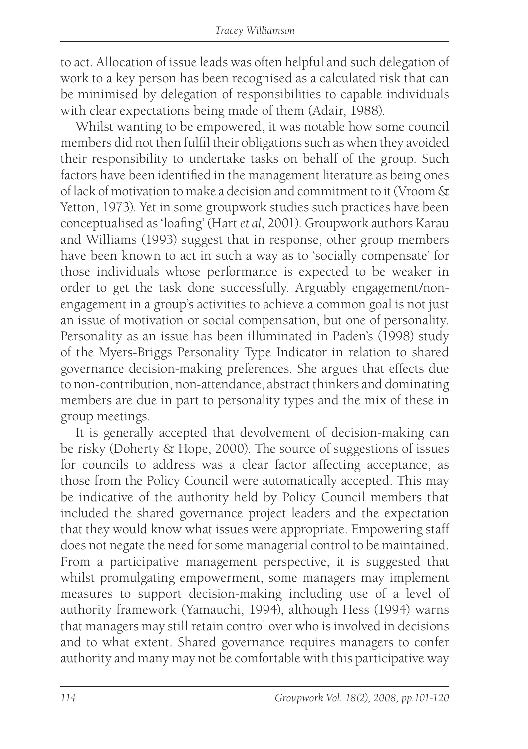to act. Allocation of issue leads was often helpful and such delegation of work to a key person has been recognised as a calculated risk that can be minimised by delegation of responsibilities to capable individuals with clear expectations being made of them (Adair, 1988).

Whilst wanting to be empowered, it was notable how some council members did not then fulfil their obligations such as when they avoided their responsibility to undertake tasks on behalf of the group. Such factors have been identified in the management literature as being ones of lack of motivation to make a decision and commitment to it (Vroom & Yetton, 1973). Yet in some groupwork studies such practices have been conceptualised as 'loafing' (Hart *et al*, 2001). Groupwork authors Karau and Williams (1993) suggest that in response, other group members have been known to act in such a way as to 'socially compensate' for those individuals whose performance is expected to be weaker in order to get the task done successfully. Arguably engagement/non-engagement in a group's activities to achieve a common goal is not just an issue of motivation or social compensation, but one of personality. Personality as an issue has been illuminated in Paden's (1998) study of the Myers-Briggs Personality Type Indicator in relation to shared governance decision-making preferences. She argues that effects due to non-contribution, non-attendance, abstract thinkers and dominating members are due in part to personality types and the mix of these in group meetings.

It is generally accepted that devolvement of decision-making can be risky (Doherty & Hope, 2000). The source of suggestions of issues for councils to address was a clear factor affecting acceptance, as those from the Policy Council were automatically accepted. This may be indicative of the authority held by Policy Council members that included the shared governance project leaders and the expectation that they would know what issues were appropriate. Empowering staff does not negate the need for some managerial control to be maintained. From a participative management perspective, it is suggested that whilst promulgating empowerment, some managers may implement measures to support decision-making including use of a level of authority framework (Yamauchi, 1994), although Hess (1994) warns that managers may still retain control over who is involved in decisions and to what extent. Shared governance requires managers to confer authority and many may not be comfortable with this participative way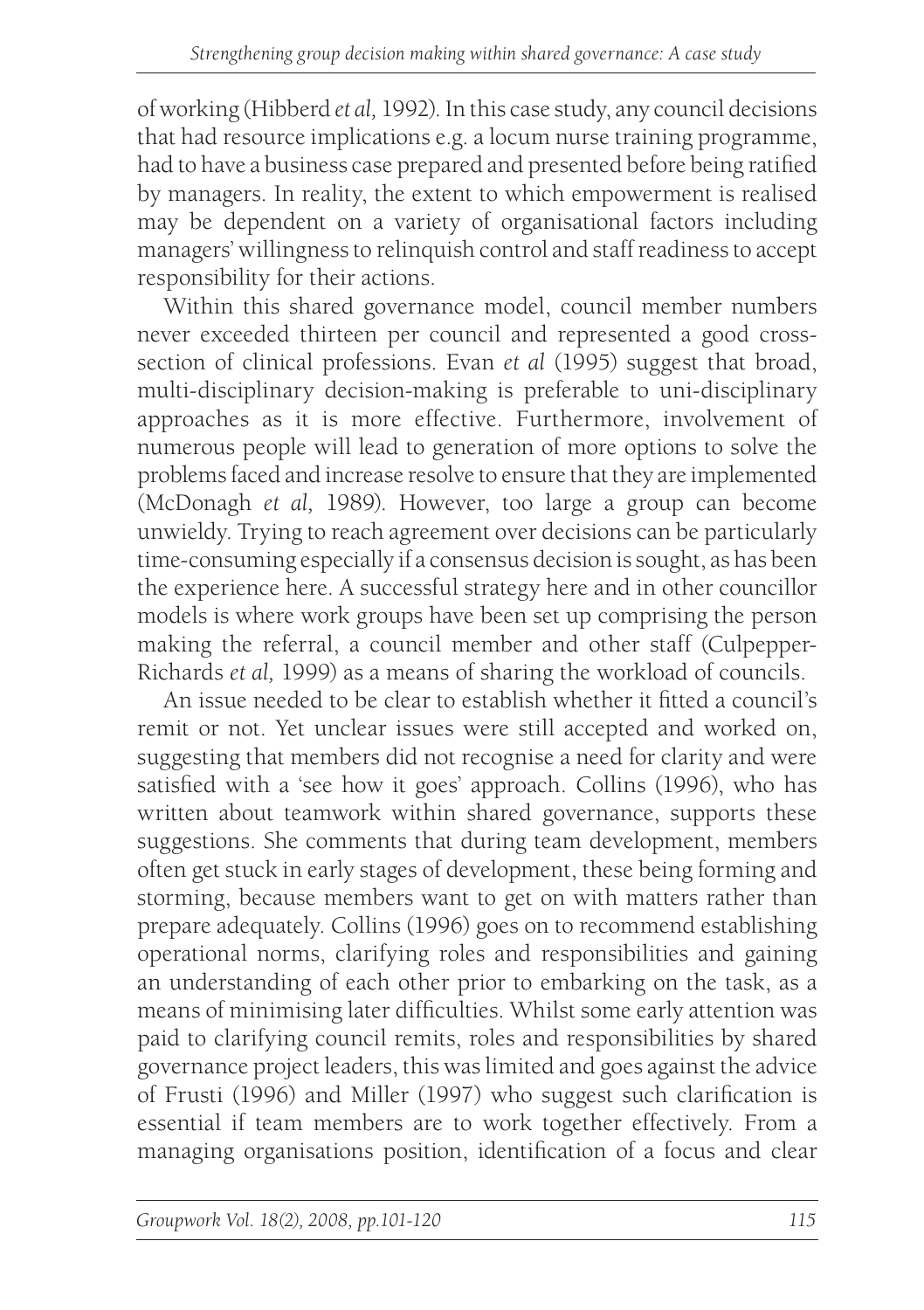of working (Hibberd *et al,* 1992). In this case study, any council decisions that had resource implications e.g. a locum nurse training programme, had to have a business case prepared and presented before being ratified by managers. In reality, the extent to which empowerment is realised may be dependent on a variety of organisational factors including managers' willingness to relinquish control and staff readiness to accept responsibility for their actions.

Within this shared governance model, council member numbers never exceeded thirteen per council and represented a good cross-section of clinical professions. Evan *et al* (1995) suggest that broad, multi-disciplinary decision-making is preferable to uni-disciplinary approaches as it is more effective. Furthermore, involvement of numerous people will lead to generation of more options to solve the problems faced and increase resolve to ensure that they are implemented (McDonagh *et al,* 1989). However, too large a group can become unwieldy. Trying to reach agreement over decisions can be particularly time-consuming especially if a consensus decision is sought, as has been the experience here. A successful strategy here and in other councillor models is where work groups have been set up comprising the person making the referral, a council member and other staff (Culpepper-Richards *et al,* 1999) as a means of sharing the workload of councils.

An issue needed to be clear to establish whether it fitted a council's remit or not. Yet unclear issues were still accepted and worked on, suggesting that members did not recognise a need for clarity and were satisfied with a 'see how it goes' approach. Collins (1996), who has written about teamwork within shared governance, supports these suggestions. She comments that during team development, members often get stuck in early stages of development, these being forming and storming, because members want to get on with matters rather than prepare adequately. Collins (1996) goes on to recommend establishing operational norms, clarifying roles and responsibilities and gaining an understanding of each other prior to embarking on the task, as a means of minimising later difficulties. Whilst some early attention was paid to clarifying council remits, roles and responsibilities by shared governance project leaders, this was limited and goes against the advice of Frusti (1996) and Miller (1997) who suggest such clarification is essential if team members are to work together effectively. From a managing organisations position, identification of a focus and clear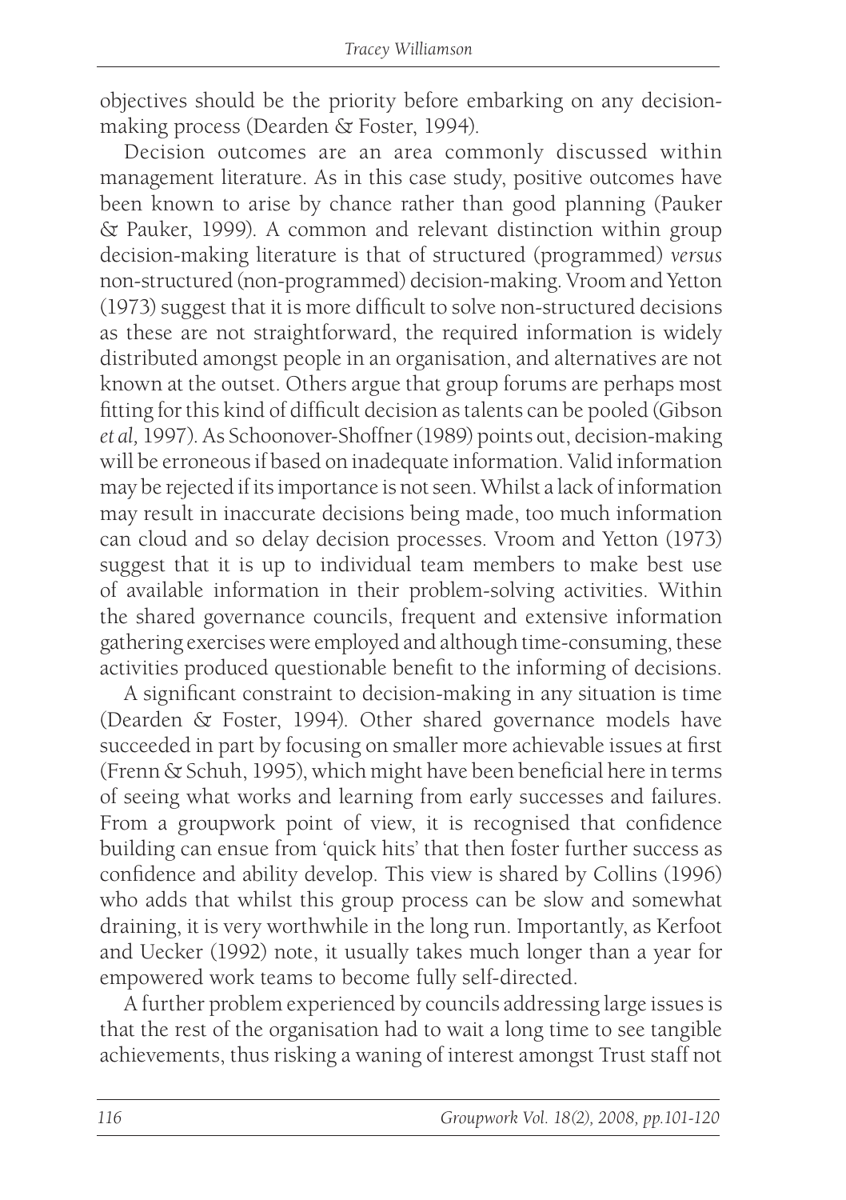objectives should be the priority before embarking on any decision-making process (Dearden & Foster, 1994).

Decision outcomes are an area commonly discussed within management literature. As in this case study, positive outcomes have been known to arise by chance rather than good planning (Pauker & Pauker, 1999). A common and relevant distinction within group decision-making literature is that of structured (programmed) *versus* non-structured (non-programmed) decision-making. Vroom and Yetton (1973) suggest that it is more difficult to solve non-structured decisions as these are not straightforward, the required information is widely distributed amongst people in an organisation, and alternatives are not known at the outset. Others argue that group forums are perhaps most fitting for this kind of difficult decision as talents can be pooled (Gibson *et al,* 1997). As Schoonover-Shoffner (1989) points out, decision-making will be erroneous if based on inadequate information. Valid information may be rejected if its importance is not seen. Whilst a lack of information may result in inaccurate decisions being made, too much information can cloud and so delay decision processes. Vroom and Yetton (1973) suggest that it is up to individual team members to make best use of available information in their problem-solving activities. Within the shared governance councils, frequent and extensive information gathering exercises were employed and although time-consuming, these activities produced questionable benefit to the informing of decisions.

A significant constraint to decision-making in any situation is time (Dearden & Foster, 1994). Other shared governance models have succeeded in part by focusing on smaller more achievable issues at first (Frenn & Schuh, 1995), which might have been beneficial here in terms of seeing what works and learning from early successes and failures. From a groupwork point of view, it is recognised that confidence building can ensue from 'quick hits' that then foster further success as confidence and ability develop. This view is shared by Collins (1996) who adds that whilst this group process can be slow and somewhat draining, it is very worthwhile in the long run. Importantly, as Kerfoot and Uecker (1992) note, it usually takes much longer than a year for empowered work teams to become fully self-directed.

A further problem experienced by councils addressing large issues is that the rest of the organisation had to wait a long time to see tangible achievements, thus risking a waning of interest amongst Trust staff not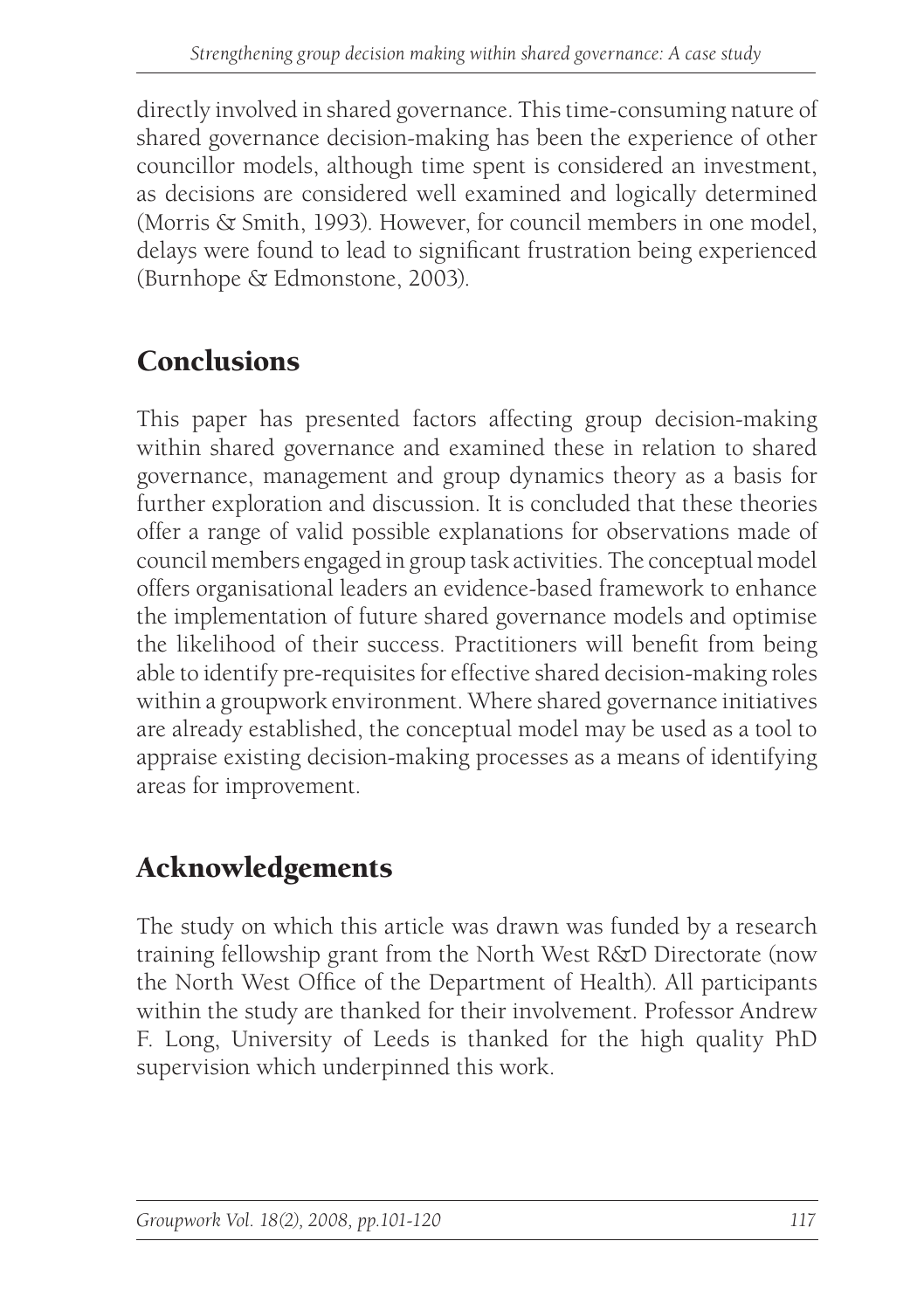directly involved in shared governance. This time-consuming nature of shared governance decision-making has been the experience of other councillor models, although time spent is considered an investment, as decisions are considered well examined and logically determined (Morris & Smith, 1993). However, for council members in one model, delays were found to lead to significant frustration being experienced (Burnhope & Edmonstone, 2003).

## Conclusions

This paper has presented factors affecting group decision-making within shared governance and examined these in relation to shared governance, management and group dynamics theory as a basis for further exploration and discussion. It is concluded that these theories offer a range of valid possible explanations for observations made of council members engaged in group task activities. The conceptual model offers organisational leaders an evidence-based framework to enhance the implementation of future shared governance models and optimise the likelihood of their success. Practitioners will benefit from being able to identify pre-requisites for effective shared decision-making roles within a groupwork environment. Where shared governance initiatives are already established, the conceptual model may be used as a tool to appraise existing decision-making processes as a means of identifying areas for improvement.

## Acknowledgements

The study on which this article was drawn was funded by a research training fellowship grant from the North West R&D Directorate (now the North West Office of the Department of Health). All participants within the study are thanked for their involvement. Professor Andrew F. Long, University of Leeds is thanked for the high quality PhD supervision which underpinned this work.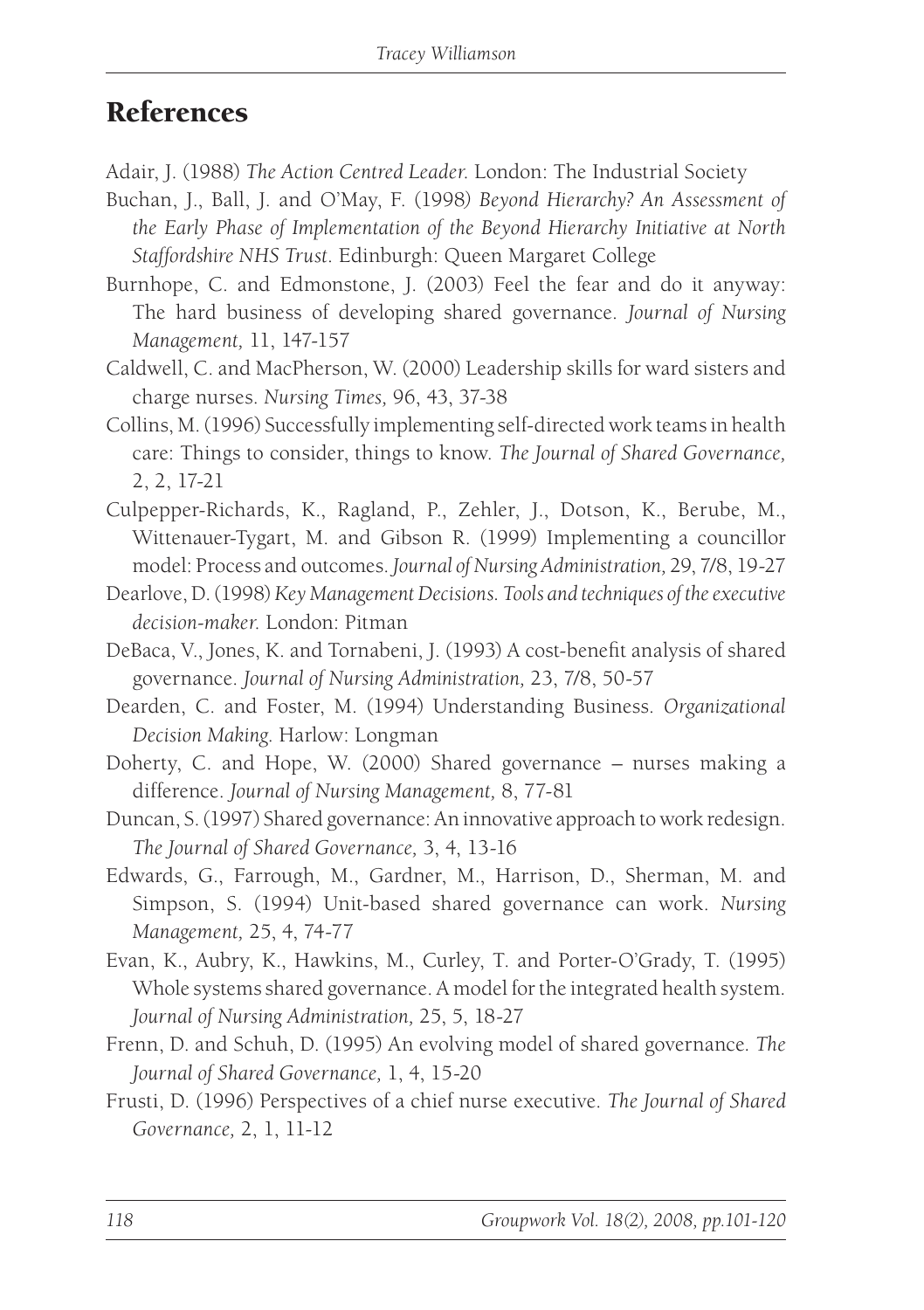## References

Adair, J. (1988) *The Action Centred Leader*. London: The Industrial Society

Buchan, J., Ball, J. and O'May, F. (1998) *Beyond Hierarchy? An Assessment of the Early Phase of Implementation of the Beyond Hierarchy Initiative at North Staffordshire NHS Trust*. Edinburgh: Queen Margaret College

Burnhope, C. and Edmonstone, J. (2003) Feel the fear and do it anyway: The hard business of developing shared governance. *Journal of Nursing Management,* 11, 147-157

Caldwell, C. and MacPherson, W. (2000) Leadership skills for ward sisters and charge nurses. *Nursing Times,* 96, 43, 37-38

Collins, M. (1996) Successfully implementing self-directed work teams in health care: Things to consider, things to know. *The Journal of Shared Governance,* 2, 2, 17-21

Culpepper-Richards, K., Ragland, P., Zehler, J., Dotson, K., Berube, M., Wittenauer-Tygart, M. and Gibson R. (1999) Implementing a councillor model: Process and outcomes. *Journal of Nursing Administration,* 29, 7/8, 19-27

Dearlove, D. (1998) *Key Management Decisions. Tools and techniques of the executive decision-maker*. London: Pitman

DeBaca, V., Jones, K. and Tornabeni, J. (1993) A cost-benefit analysis of shared governance. *Journal of Nursing Administration,* 23, 7/8, 50-57

Dearden, C. and Foster, M. (1994) Understanding Business. *Organizational Decision Making*. Harlow: Longman

Doherty, C. and Hope, W. (2000) Shared governance – nurses making a difference. *Journal of Nursing Management,* 8, 77-81

Duncan, S. (1997) Shared governance: An innovative approach to work redesign. *The Journal of Shared Governance,* 3, 4, 13-16

Edwards, G., Farrough, M., Gardner, M., Harrison, D., Sherman, M. and Simpson, S. (1994) Unit-based shared governance can work. *Nursing Management,* 25, 4, 74-77

Evan, K., Aubry, K., Hawkins, M., Curley, T. and Porter-O'Grady, T. (1995) Whole systems shared governance. A model for the integrated health system. *Journal of Nursing Administration,* 25, 5, 18-27

Frenn, D. and Schuh, D. (1995) An evolving model of shared governance. *The Journal of Shared Governance,* 1, 4, 15-20

Frusti, D. (1996) Perspectives of a chief nurse executive. *The Journal of Shared Governance,* 2, 1, 11-12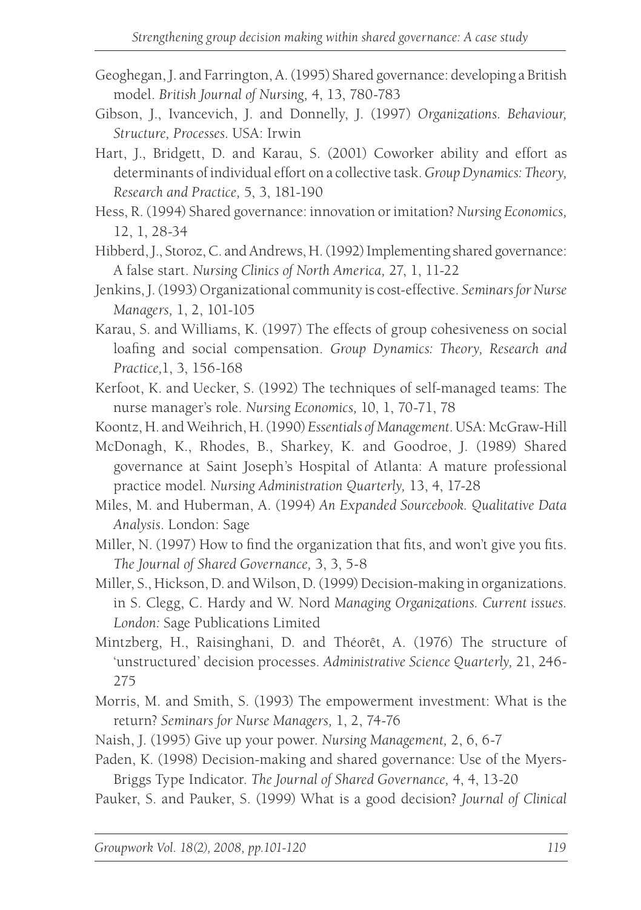Geoghegan, J. and Farrington, A. (1995) Shared governance: developing a British model. *British Journal of Nursing,* 4, 13, 780-783

Gibson, J., Ivancevich, J. and Donnelly, J. (1997) *Organizations. Behaviour, Structure, Processes*. USA: Irwin

Hart, J., Bridgett, D. and Karau, S. (2001) Coworker ability and effort as determinants of individual effort on a collective task. *Group Dynamics: Theory, Research and Practice,* 5, 3, 181-190

Hess, R. (1994) Shared governance: innovation or imitation? *Nursing Economics,* 12, 1, 28-34

Hibberd, J., Storoz, C. and Andrews, H. (1992) Implementing shared governance: A false start. *Nursing Clinics of North America,* 27, 1, 11-22

Jenkins, J. (1993) Organizational community is cost-effective. *Seminars for Nurse Managers,* 1, 2, 101-105

Karau, S. and Williams, K. (1997) The effects of group cohesiveness on social loafing and social compensation. *Group Dynamics: Theory, Research and Practice,*1, 3, 156-168

Kerfoot, K. and Uecker, S. (1992) The techniques of self-managed teams: The nurse manager's role. *Nursing Economics,* 10, 1, 70-71, 78

Koontz, H. and Weihrich, H. (1990) *Essentials of Management*. USA: McGraw-Hill

McDonagh, K., Rhodes, B., Sharkey, K. and Goodroe, J. (1989) Shared governance at Saint Joseph's Hospital of Atlanta: A mature professional practice model. *Nursing Administration Quarterly,* 13, 4, 17-28

Miles, M. and Huberman, A. (1994) *An Expanded Sourcebook. Qualitative Data Analysis*. London: Sage

Miller, N. (1997) How to find the organization that fits, and won't give you fits. *The Journal of Shared Governance,* 3, 3, 5-8

Miller, S., Hickson, D. and Wilson, D. (1999) Decision-making in organizations. in S. Clegg, C. Hardy and W. Nord *Managing Organizations. Current issues. London:* Sage Publications Limited

Mintzberg, H., Raisinghani, D. and Théorêt, A. (1976) The structure of 'unstructured' decision processes. *Administrative Science Quarterly,* 21, 246-275

Morris, M. and Smith, S. (1993) The empowerment investment: What is the return? *Seminars for Nurse Managers,* 1, 2, 74-76

Naish, J. (1995) Give up your power. *Nursing Management,* 2, 6, 6-7

Paden, K. (1998) Decision-making and shared governance: Use of the Myers-Briggs Type Indicator. *The Journal of Shared Governance,* 4, 4, 13-20

Pauker, S. and Pauker, S. (1999) What is a good decision? *Journal of Clinical*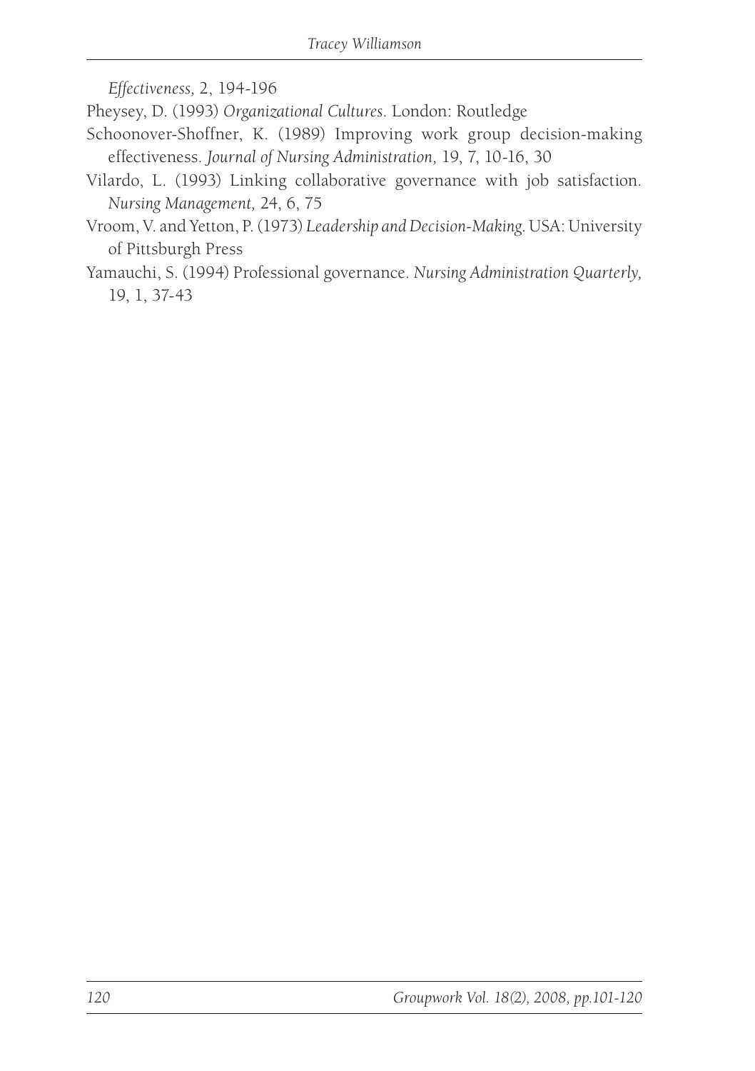*Effectiveness,* 2, 194-196

Pheysey, D. (1993) *Organizational Cultures*. London: Routledge

Schoonover-Shoffner, K. (1989) Improving work group decision-making effectiveness. *Journal of Nursing Administration,* 19, 7, 10-16, 30

Vilardo, L. (1993) Linking collaborative governance with job satisfaction. *Nursing Management,* 24, 6, 75

Vroom, V. and Yetton, P. (1973) *Leadership and Decision-Making*. USA: University of Pittsburgh Press

Yamauchi, S. (1994) Professional governance. *Nursing Administration Quarterly,* 19, 1, 37-43